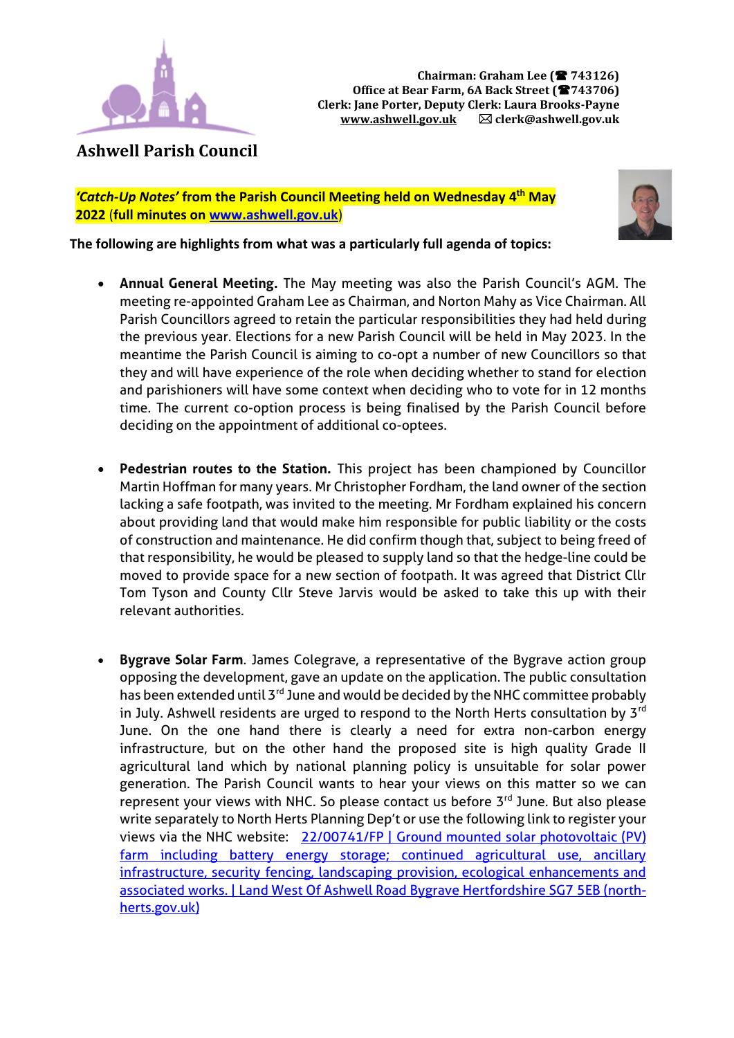Chairman: Graham Lee (☎ 743126)
Office at Bear Farm, 6A Back Street (☎743706)
Clerk: Jane Porter, Deputy Clerk: Laura Brooks-Payne
www.ashwell.gov.uk ✉ clerk@ashwell.gov.uk

# Ashwell Parish Council

***'Catch-Up Notes'* from the Parish Council Meeting held on Wednesday 4th May 2022 (full minutes on [www.ashwell.gov.uk](www.ashwell.gov.uk))**

**The following are highlights from what was a particularly full agenda of topics:**

- **Annual General Meeting.** The May meeting was also the Parish Council's AGM. The meeting re-appointed Graham Lee as Chairman, and Norton Mahy as Vice Chairman. All Parish Councillors agreed to retain the particular responsibilities they had held during the previous year. Elections for a new Parish Council will be held in May 2023. In the meantime the Parish Council is aiming to co-opt a number of new Councillors so that they and will have experience of the role when deciding whether to stand for election and parishioners will have some context when deciding who to vote for in 12 months time. The current co-option process is being finalised by the Parish Council before deciding on the appointment of additional co-optees.

- **Pedestrian routes to the Station.** This project has been championed by Councillor Martin Hoffman for many years. Mr Christopher Fordham, the land owner of the section lacking a safe footpath, was invited to the meeting. Mr Fordham explained his concern about providing land that would make him responsible for public liability or the costs of construction and maintenance. He did confirm though that, subject to being freed of that responsibility, he would be pleased to supply land so that the hedge-line could be moved to provide space for a new section of footpath. It was agreed that District Cllr Tom Tyson and County Cllr Steve Jarvis would be asked to take this up with their relevant authorities.

- **Bygrave Solar Farm**. James Colegrave, a representative of the Bygrave action group opposing the development, gave an update on the application. The public consultation has been extended until 3rd June and would be decided by the NHC committee probably in July. Ashwell residents are urged to respond to the North Herts consultation by 3rd June. On the one hand there is clearly a need for extra non-carbon energy infrastructure, but on the other hand the proposed site is high quality Grade II agricultural land which by national planning policy is unsuitable for solar power generation. The Parish Council wants to hear your views on this matter so we can represent your views with NHC. So please contact us before 3rd June. But also please write separately to North Herts Planning Dep't or use the following link to register your views via the NHC website: 22/00741/FP | Ground mounted solar photovoltaic (PV) farm including battery energy storage; continued agricultural use, ancillary infrastructure, security fencing, landscaping provision, ecological enhancements and associated works. | Land West Of Ashwell Road Bygrave Hertfordshire SG7 5EB (north-herts.gov.uk)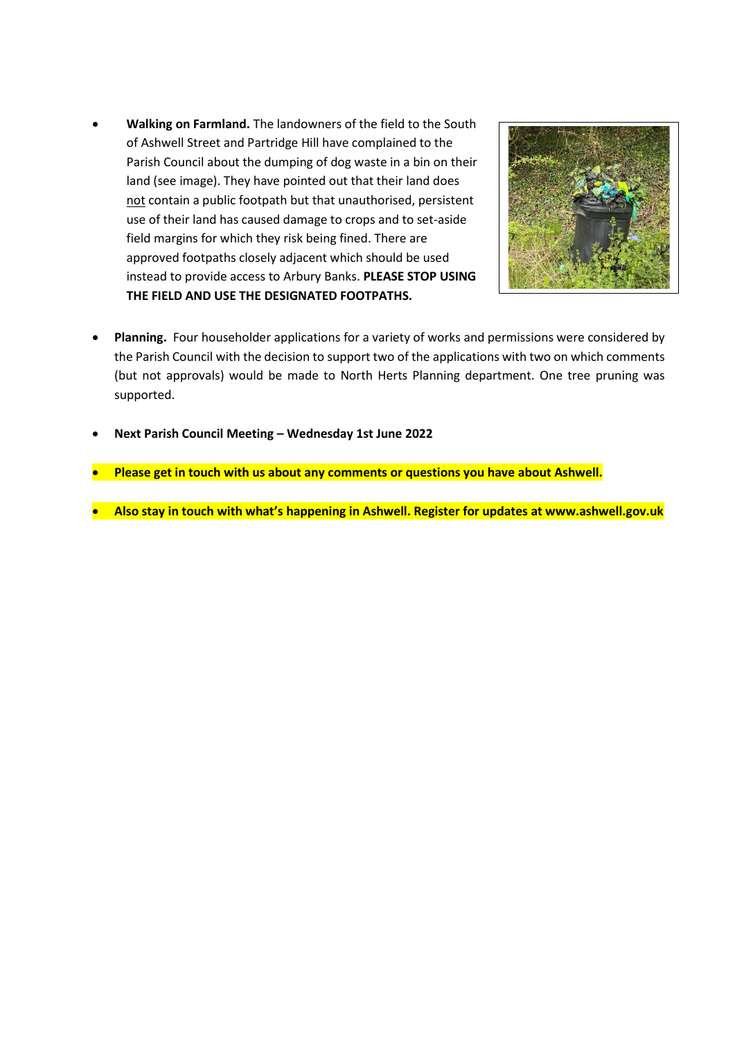- **Walking on Farmland.** The landowners of the field to the South of Ashwell Street and Partridge Hill have complained to the Parish Council about the dumping of dog waste in a bin on their land (see image). They have pointed out that their land does not contain a public footpath but that unauthorised, persistent use of their land has caused damage to crops and to set-aside field margins for which they risk being fined. There are approved footpaths closely adjacent which should be used instead to provide access to Arbury Banks. **PLEASE STOP USING THE FIELD AND USE THE DESIGNATED FOOTPATHS.**

- **Planning.** Four householder applications for a variety of works and permissions were considered by the Parish Council with the decision to support two of the applications with two on which comments (but not approvals) would be made to North Herts Planning department. One tree pruning was supported.

- **Next Parish Council Meeting – Wednesday 1st June 2022**

- **Please get in touch with us about any comments or questions you have about Ashwell.**

- **Also stay in touch with what's happening in Ashwell. Register for updates at www.ashwell.gov.uk**